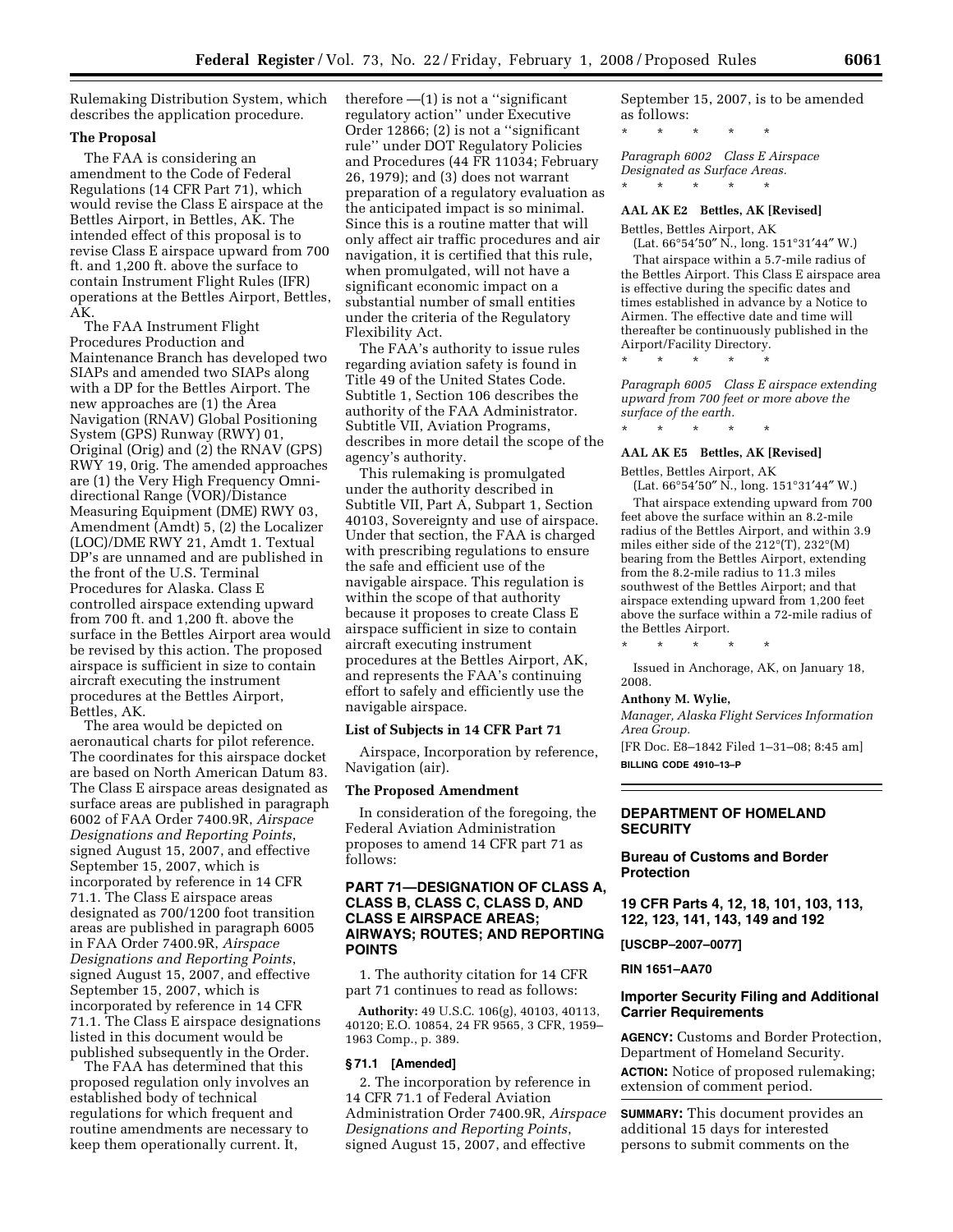Rulemaking Distribution System, which describes the application procedure.

**The Proposal**

The FAA is considering an amendment to the Code of Federal Regulations (14 CFR Part 71), which would revise the Class E airspace at the Bettles Airport, in Bettles, AK. The intended effect of this proposal is to revise Class E airspace upward from 700 ft. and 1,200 ft. above the surface to contain Instrument Flight Rules (IFR) operations at the Bettles Airport, Bettles, AK.

The FAA Instrument Flight Procedures Production and Maintenance Branch has developed two SIAPs and amended two SIAPs along with a DP for the Bettles Airport. The new approaches are (1) the Area Navigation (RNAV) Global Positioning System (GPS) Runway (RWY) 01, Original (Orig) and (2) the RNAV (GPS) RWY 19, 0rig. The amended approaches are (1) the Very High Frequency Omni-directional Range (VOR)/Distance Measuring Equipment (DME) RWY 03, Amendment (Amdt) 5, (2) the Localizer (LOC)/DME RWY 21, Amdt 1. Textual DP's are unnamed and are published in the front of the U.S. Terminal Procedures for Alaska. Class E controlled airspace extending upward from 700 ft. and 1,200 ft. above the surface in the Bettles Airport area would be revised by this action. The proposed airspace is sufficient in size to contain aircraft executing the instrument procedures at the Bettles Airport, Bettles, AK.

The area would be depicted on aeronautical charts for pilot reference. The coordinates for this airspace docket are based on North American Datum 83. The Class E airspace areas designated as surface areas are published in paragraph 6002 of FAA Order 7400.9R, *Airspace Designations and Reporting Points*, signed August 15, 2007, and effective September 15, 2007, which is incorporated by reference in 14 CFR 71.1. The Class E airspace areas designated as 700/1200 foot transition areas are published in paragraph 6005 in FAA Order 7400.9R, *Airspace Designations and Reporting Points*, signed August 15, 2007, and effective September 15, 2007, which is incorporated by reference in 14 CFR 71.1. The Class E airspace designations listed in this document would be published subsequently in the Order.

The FAA has determined that this proposed regulation only involves an established body of technical regulations for which frequent and routine amendments are necessary to keep them operationally current. It, therefore —(1) is not a ''significant regulatory action'' under Executive Order 12866; (2) is not a ''significant rule'' under DOT Regulatory Policies and Procedures (44 FR 11034; February 26, 1979); and (3) does not warrant preparation of a regulatory evaluation as the anticipated impact is so minimal. Since this is a routine matter that will only affect air traffic procedures and air navigation, it is certified that this rule, when promulgated, will not have a significant economic impact on a substantial number of small entities under the criteria of the Regulatory Flexibility Act.

The FAA's authority to issue rules regarding aviation safety is found in Title 49 of the United States Code. Subtitle 1, Section 106 describes the authority of the FAA Administrator. Subtitle VII, Aviation Programs, describes in more detail the scope of the agency's authority.

This rulemaking is promulgated under the authority described in Subtitle VII, Part A, Subpart 1, Section 40103, Sovereignty and use of airspace. Under that section, the FAA is charged with prescribing regulations to ensure the safe and efficient use of the navigable airspace. This regulation is within the scope of that authority because it proposes to create Class E airspace sufficient in size to contain aircraft executing instrument procedures at the Bettles Airport, AK, and represents the FAA's continuing effort to safely and efficiently use the navigable airspace.

**List of Subjects in 14 CFR Part 71**

Airspace, Incorporation by reference, Navigation (air).

**The Proposed Amendment**

In consideration of the foregoing, the Federal Aviation Administration proposes to amend 14 CFR part 71 as follows:

## PART 71—DESIGNATION OF CLASS A, CLASS B, CLASS C, CLASS D, AND CLASS E AIRSPACE AREAS; AIRWAYS; ROUTES; AND REPORTING POINTS

1. The authority citation for 14 CFR part 71 continues to read as follows:

**Authority:** 49 U.S.C. 106(g), 40103, 40113, 40120; E.O. 10854, 24 FR 9565, 3 CFR, 1959–1963 Comp., p. 389.

**§ 71.1 [Amended]**

2. The incorporation by reference in 14 CFR 71.1 of Federal Aviation Administration Order 7400.9R, *Airspace Designations and Reporting Points*, signed August 15, 2007, and effective September 15, 2007, is to be amended as follows:

\* \* \* \* \*

*Paragraph 6002 Class E Airspace Designated as Surface Areas.*

\* \* \* \* \*

**AAL AK E2 Bettles, AK [Revised]**

Bettles, Bettles Airport, AK

(Lat. 66°54′50″ N., long. 151°31′44″ W.)

That airspace within a 5.7-mile radius of the Bettles Airport. This Class E airspace area is effective during the specific dates and times established in advance by a Notice to Airmen. The effective date and time will thereafter be continuously published in the Airport/Facility Directory.

\* \* \* \* \*

*Paragraph 6005 Class E airspace extending upward from 700 feet or more above the surface of the earth.*

\* \* \* \* \*

**AAL AK E5 Bettles, AK [Revised]**

Bettles, Bettles Airport, AK

(Lat. 66°54′50″ N., long. 151°31′44″ W.)

That airspace extending upward from 700 feet above the surface within an 8.2-mile radius of the Bettles Airport, and within 3.9 miles either side of the 212°(T), 232°(M) bearing from the Bettles Airport, extending from the 8.2-mile radius to 11.3 miles southwest of the Bettles Airport; and that airspace extending upward from 1,200 feet above the surface within a 72-mile radius of the Bettles Airport.

\* \* \* \* \*

Issued in Anchorage, AK, on January 18, 2008.

**Anthony M. Wylie,**

*Manager, Alaska Flight Services Information Area Group.*

[FR Doc. E8–1842 Filed 1–31–08; 8:45 am]

**BILLING CODE 4910–13–P**

---

## DEPARTMENT OF HOMELAND SECURITY

### Bureau of Customs and Border Protection

### 19 CFR Parts 4, 12, 18, 101, 103, 113, 122, 123, 141, 143, 149 and 192

**[USCBP–2007–0077]**

**RIN 1651–AA70**

### Importer Security Filing and Additional Carrier Requirements

**AGENCY:** Customs and Border Protection, Department of Homeland Security.

**ACTION:** Notice of proposed rulemaking; extension of comment period.

**SUMMARY:** This document provides an additional 15 days for interested persons to submit comments on the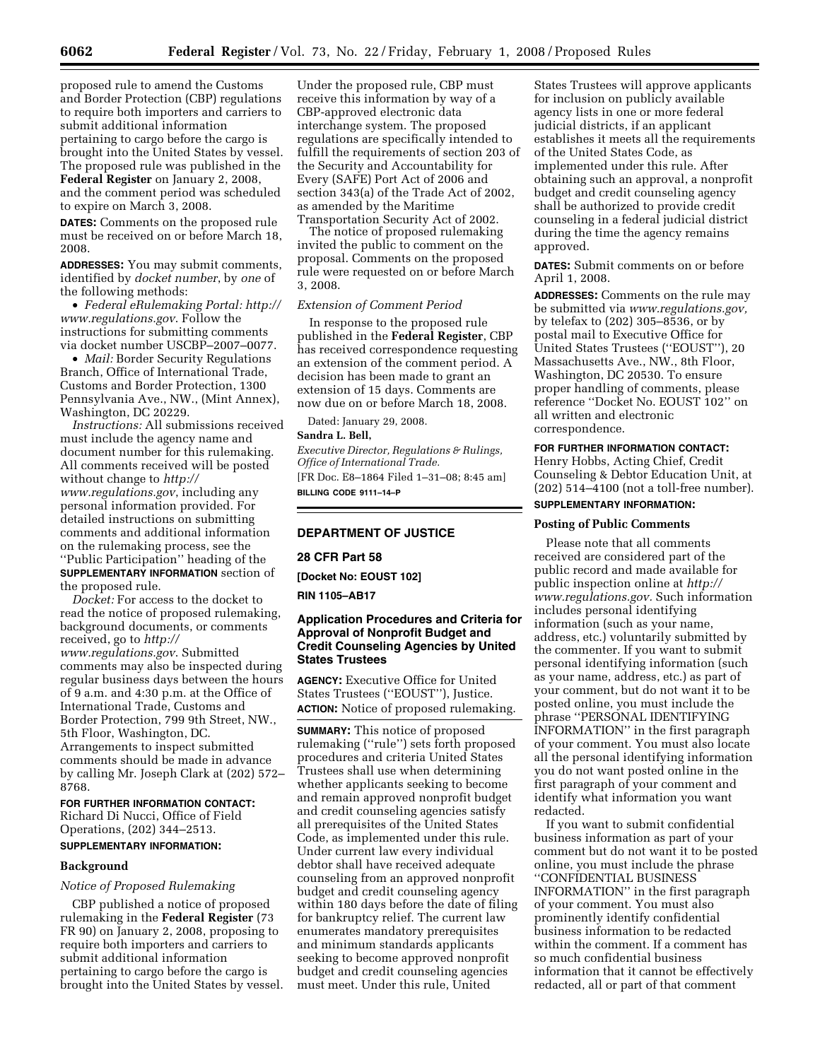proposed rule to amend the Customs and Border Protection (CBP) regulations to require both importers and carriers to submit additional information pertaining to cargo before the cargo is brought into the United States by vessel. The proposed rule was published in the **Federal Register** on January 2, 2008, and the comment period was scheduled to expire on March 3, 2008.

**DATES:** Comments on the proposed rule must be received on or before March 18, 2008.

**ADDRESSES:** You may submit comments, identified by *docket number*, by *one* of the following methods:

- *Federal eRulemaking Portal: http://www.regulations.gov*. Follow the instructions for submitting comments via docket number USCBP–2007–0077.
- *Mail:* Border Security Regulations Branch, Office of International Trade, Customs and Border Protection, 1300 Pennsylvania Ave., NW., (Mint Annex), Washington, DC 20229.

*Instructions:* All submissions received must include the agency name and document number for this rulemaking. All comments received will be posted without change to *http://www.regulations.gov*, including any personal information provided. For detailed instructions on submitting comments and additional information on the rulemaking process, see the ''Public Participation'' heading of the **SUPPLEMENTARY INFORMATION** section of the proposed rule.

*Docket:* For access to the docket to read the notice of proposed rulemaking, background documents, or comments received, go to *http://www.regulations.gov*. Submitted comments may also be inspected during regular business days between the hours of 9 a.m. and 4:30 p.m. at the Office of International Trade, Customs and Border Protection, 799 9th Street, NW., 5th Floor, Washington, DC. Arrangements to inspect submitted comments should be made in advance by calling Mr. Joseph Clark at (202) 572–8768.

**FOR FURTHER INFORMATION CONTACT:** Richard Di Nucci, Office of Field Operations, (202) 344–2513.

**SUPPLEMENTARY INFORMATION:**

## Background

### *Notice of Proposed Rulemaking*

CBP published a notice of proposed rulemaking in the **Federal Register** (73 FR 90) on January 2, 2008, proposing to require both importers and carriers to submit additional information pertaining to cargo before the cargo is brought into the United States by vessel. Under the proposed rule, CBP must receive this information by way of a CBP-approved electronic data interchange system. The proposed regulations are specifically intended to fulfill the requirements of section 203 of the Security and Accountability for Every (SAFE) Port Act of 2006 and section 343(a) of the Trade Act of 2002, as amended by the Maritime Transportation Security Act of 2002.

The notice of proposed rulemaking invited the public to comment on the proposal. Comments on the proposed rule were requested on or before March 3, 2008.

### *Extension of Comment Period*

In response to the proposed rule published in the **Federal Register**, CBP has received correspondence requesting an extension of the comment period. A decision has been made to grant an extension of 15 days. Comments are now due on or before March 18, 2008.

Dated: January 29, 2008.

**Sandra L. Bell,**

*Executive Director, Regulations & Rulings, Office of International Trade.*

[FR Doc. E8–1864 Filed 1–31–08; 8:45 am]

**BILLING CODE 9111–14–P**

---

# DEPARTMENT OF JUSTICE

## 28 CFR Part 58

**[Docket No: EOUST 102]**

**RIN 1105–AB17**

## Application Procedures and Criteria for Approval of Nonprofit Budget and Credit Counseling Agencies by United States Trustees

**AGENCY:** Executive Office for United States Trustees (''EOUST''), Justice.

**ACTION:** Notice of proposed rulemaking.

**SUMMARY:** This notice of proposed rulemaking (''rule'') sets forth proposed procedures and criteria United States Trustees shall use when determining whether applicants seeking to become and remain approved nonprofit budget and credit counseling agencies satisfy all prerequisites of the United States Code, as implemented under this rule. Under current law every individual debtor shall have received adequate counseling from an approved nonprofit budget and credit counseling agency within 180 days before the date of filing for bankruptcy relief. The current law enumerates mandatory prerequisites and minimum standards applicants seeking to become approved nonprofit budget and credit counseling agencies must meet. Under this rule, United States Trustees will approve applicants for inclusion on publicly available agency lists in one or more federal judicial districts, if an applicant establishes it meets all the requirements of the United States Code, as implemented under this rule. After obtaining such an approval, a nonprofit budget and credit counseling agency shall be authorized to provide credit counseling in a federal judicial district during the time the agency remains approved.

**DATES:** Submit comments on or before April 1, 2008.

**ADDRESSES:** Comments on the rule may be submitted via *www.regulations.gov,* by telefax to (202) 305–8536, or by postal mail to Executive Office for United States Trustees (''EOUST''), 20 Massachusetts Ave., NW., 8th Floor, Washington, DC 20530. To ensure proper handling of comments, please reference ''Docket No. EOUST 102'' on all written and electronic correspondence.

**FOR FURTHER INFORMATION CONTACT:** Henry Hobbs, Acting Chief, Credit Counseling & Debtor Education Unit, at (202) 514–4100 (not a toll-free number).

**SUPPLEMENTARY INFORMATION:**

## Posting of Public Comments

Please note that all comments received are considered part of the public record and made available for public inspection online at *http://www.regulations.gov.* Such information includes personal identifying information (such as your name, address, etc.) voluntarily submitted by the commenter. If you want to submit personal identifying information (such as your name, address, etc.) as part of your comment, but do not want it to be posted online, you must include the phrase ''PERSONAL IDENTIFYING INFORMATION'' in the first paragraph of your comment. You must also locate all the personal identifying information you do not want posted online in the first paragraph of your comment and identify what information you want redacted.

If you want to submit confidential business information as part of your comment but do not want it to be posted online, you must include the phrase ''CONFIDENTIAL BUSINESS INFORMATION'' in the first paragraph of your comment. You must also prominently identify confidential business information to be redacted within the comment. If a comment has so much confidential business information that it cannot be effectively redacted, all or part of that comment